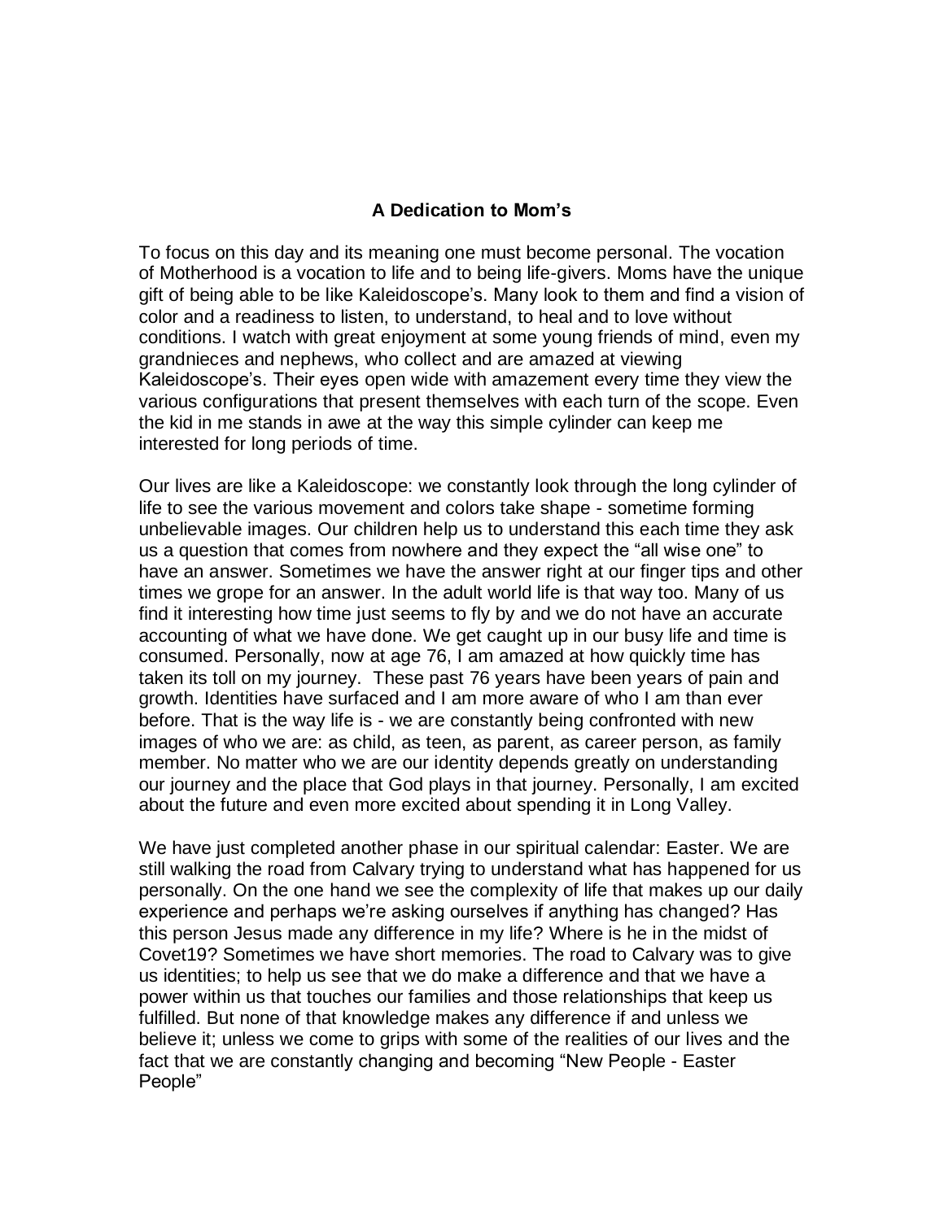## A Dedication to Mom's

To focus on this day and its meaning one must become personal. The vocation of Motherhood is a vocation to life and to being life-givers. Moms have the unique gift of being able to be like Kaleidoscope's. Many look to them and find a vision of color and a readiness to listen, to understand, to heal and to love without conditions. I watch with great enjoyment at some young friends of mind, even my grandnieces and nephews, who collect and are amazed at viewing Kaleidoscope's. Their eyes open wide with amazement every time they view the various configurations that present themselves with each turn of the scope. Even the kid in me stands in awe at the way this simple cylinder can keep me interested for long periods of time.

Our lives are like a Kaleidoscope: we constantly look through the long cylinder of life to see the various movement and colors take shape - sometime forming unbelievable images. Our children help us to understand this each time they ask us a question that comes from nowhere and they expect the "all wise one" to have an answer. Sometimes we have the answer right at our finger tips and other times we grope for an answer. In the adult world life is that way too. Many of us find it interesting how time just seems to fly by and we do not have an accurate accounting of what we have done. We get caught up in our busy life and time is consumed. Personally, now at age 76, I am amazed at how quickly time has taken its toll on my journey. These past 76 years have been years of pain and growth. Identities have surfaced and I am more aware of who I am than ever before. That is the way life is - we are constantly being confronted with new images of who we are: as child, as teen, as parent, as career person, as family member. No matter who we are our identity depends greatly on understanding our journey and the place that God plays in that journey. Personally, I am excited about the future and even more excited about spending it in Long Valley.

We have just completed another phase in our spiritual calendar: Easter. We are still walking the road from Calvary trying to understand what has happened for us personally. On the one hand we see the complexity of life that makes up our daily experience and perhaps we're asking ourselves if anything has changed? Has this person Jesus made any difference in my life? Where is he in the midst of Covet19? Sometimes we have short memories. The road to Calvary was to give us identities; to help us see that we do make a difference and that we have a power within us that touches our families and those relationships that keep us fulfilled. But none of that knowledge makes any difference if and unless we believe it; unless we come to grips with some of the realities of our lives and the fact that we are constantly changing and becoming "New People - Easter People"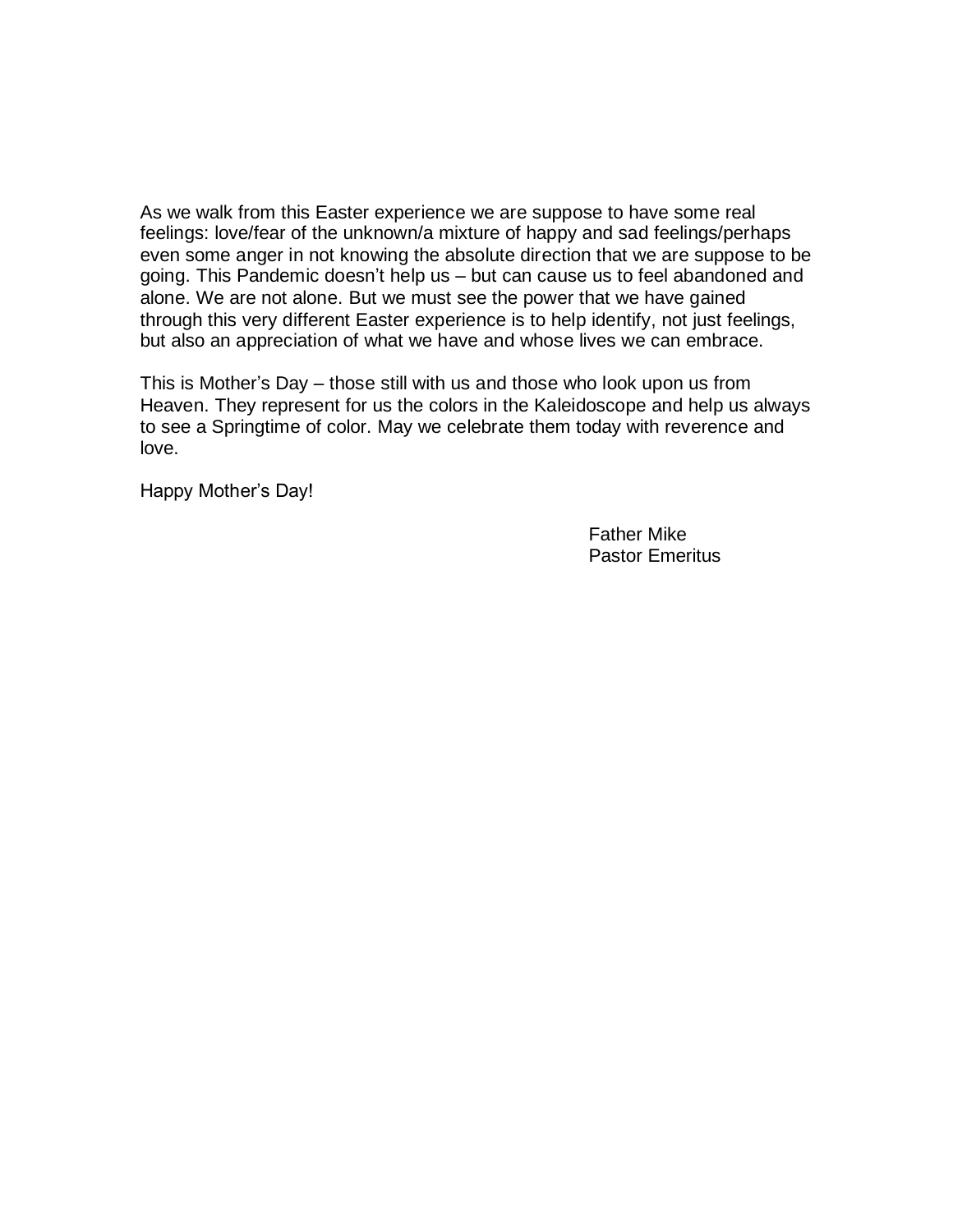As we walk from this Easter experience we are suppose to have some real feelings: love/fear of the unknown/a mixture of happy and sad feelings/perhaps even some anger in not knowing the absolute direction that we are suppose to be going. This Pandemic doesn't help us – but can cause us to feel abandoned and alone. We are not alone. But we must see the power that we have gained through this very different Easter experience is to help identify, not just feelings, but also an appreciation of what we have and whose lives we can embrace.

This is Mother's Day – those still with us and those who look upon us from Heaven. They represent for us the colors in the Kaleidoscope and help us always to see a Springtime of color. May we celebrate them today with reverence and love.

Happy Mother's Day!

Father Mike
Pastor Emeritus